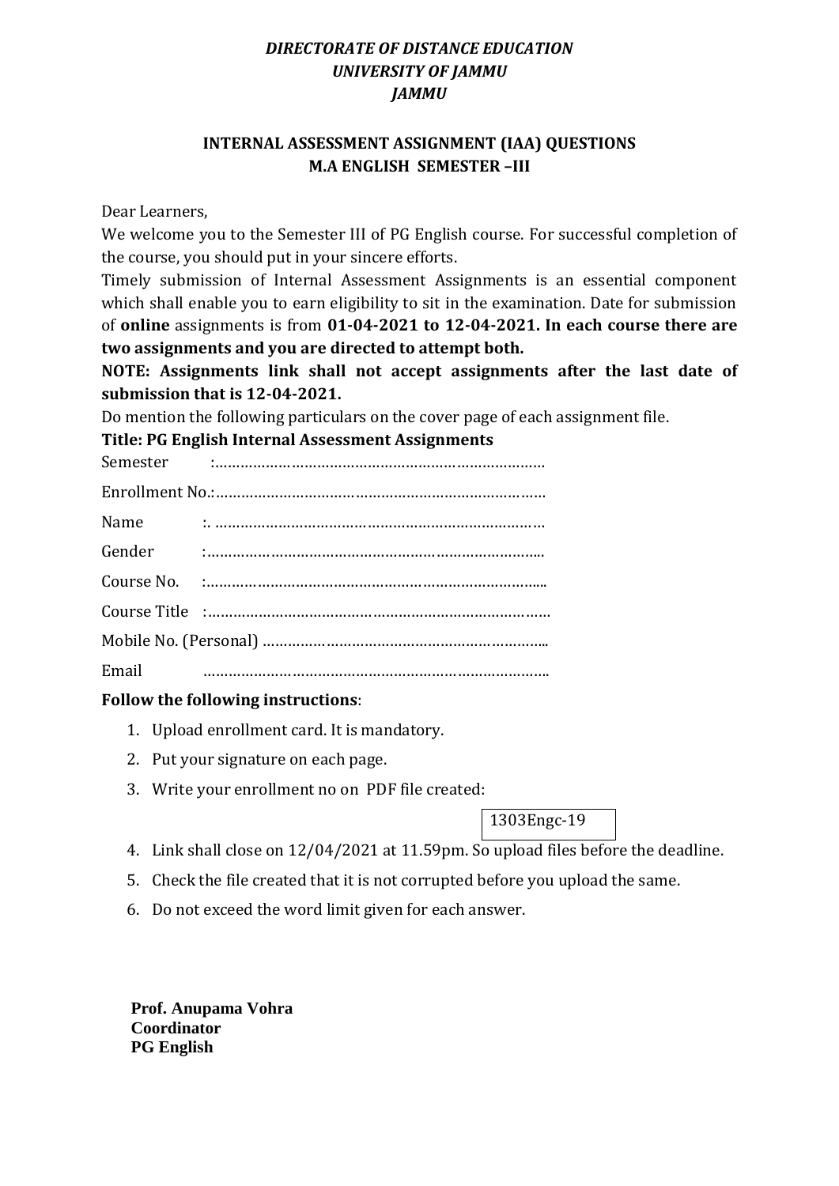***DIRECTORATE OF DISTANCE EDUCATION***
***UNIVERSITY OF JAMMU***
***JAMMU***

## INTERNAL ASSESSMENT ASSIGNMENT (IAA) QUESTIONS
## M.A ENGLISH SEMESTER –III

Dear Learners,

We welcome you to the Semester III of PG English course. For successful completion of the course, you should put in your sincere efforts.

Timely submission of Internal Assessment Assignments is an essential component which shall enable you to earn eligibility to sit in the examination. Date for submission of **online** assignments is from **01-04-2021 to 12-04-2021. In each course there are two assignments and you are directed to attempt both.**

**NOTE: Assignments link shall not accept assignments after the last date of submission that is 12-04-2021.**

Do mention the following particulars on the cover page of each assignment file.

**Title: PG English Internal Assessment Assignments**

Semester :……………………………………………………………………

Enrollment No.:……………………………………………………………………

Name :. ……………………………………………………………………

Gender :……………………………………………………………………..

Course No. :……………………………………………………………………..

Course Title :………………………………………………………………………

Mobile No. (Personal) …………………………………………………………..

Email ………………………………………………………………………..

**Follow the following instructions**:

1. Upload enrollment card. It is mandatory.
2. Put your signature on each page.
3. Write your enrollment no on PDF file created:

   1303Engc-19

4. Link shall close on 12/04/2021 at 11.59pm. So upload files before the deadline.
5. Check the file created that it is not corrupted before you upload the same.
6. Do not exceed the word limit given for each answer.

**Prof. Anupama Vohra**
**Coordinator**
**PG English**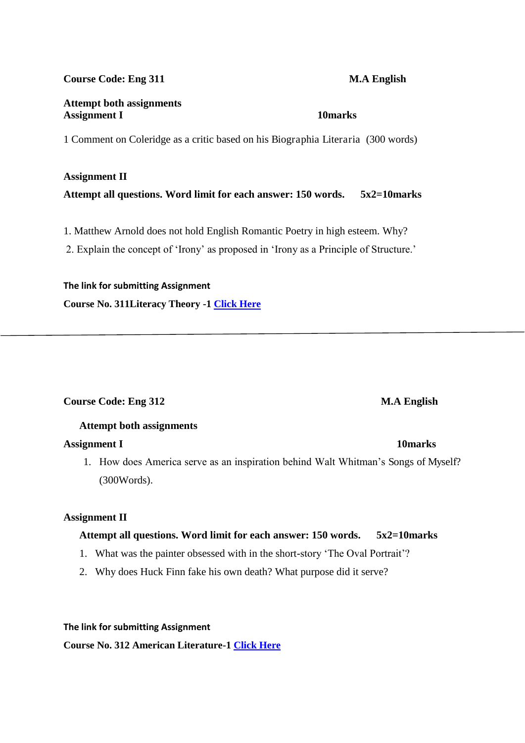**Course Code: Eng 311** **M.A English**

**Attempt both assignments**

**Assignment I** **10marks**

1 Comment on Coleridge as a critic based on his Biographia Literaria (300 words)

**Assignment II**

**Attempt all questions. Word limit for each answer: 150 words.** **5x2=10marks**

1. Matthew Arnold does not hold English Romantic Poetry in high esteem. Why?
2. Explain the concept of 'Irony' as proposed in 'Irony as a Principle of Structure.'

**The link for submitting Assignment**

**Course No. 311Literacy Theory -1 Click Here**

---

**Course Code: Eng 312** **M.A English**

**Attempt both assignments**

**Assignment I** **10marks**

1. How does America serve as an inspiration behind Walt Whitman's Songs of Myself? (300Words).

**Assignment II**

**Attempt all questions. Word limit for each answer: 150 words.** **5x2=10marks**

1. What was the painter obsessed with in the short-story 'The Oval Portrait'?
2. Why does Huck Finn fake his own death? What purpose did it serve?

**The link for submitting Assignment**

**Course No. 312 American Literature-1 Click Here**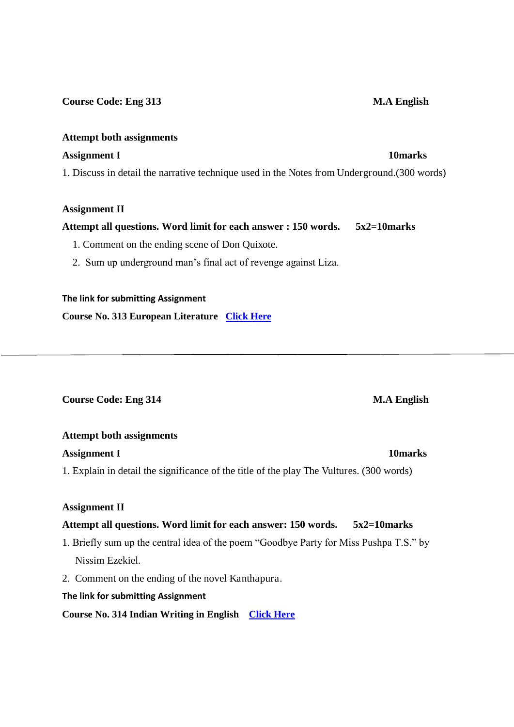**Course Code: Eng 313** **M.A English**

**Attempt both assignments**

**Assignment I** **10marks**

1. Discuss in detail the narrative technique used in the Notes from Underground.(300 words)

**Assignment II**

**Attempt all questions. Word limit for each answer : 150 words.** **5x2=10marks**

1. Comment on the ending scene of Don Quixote.
2. Sum up underground man's final act of revenge against Liza.

**The link for submitting Assignment**

**Course No. 313 European Literature** **Click Here**

---

**Course Code: Eng 314** **M.A English**

**Attempt both assignments**

**Assignment I** **10marks**

1. Explain in detail the significance of the title of the play The Vultures. (300 words)

**Assignment II**

**Attempt all questions. Word limit for each answer: 150 words.** **5x2=10marks**

1. Briefly sum up the central idea of the poem "Goodbye Party for Miss Pushpa T.S." by Nissim Ezekiel.
2. Comment on the ending of the novel Kanthapura.

**The link for submitting Assignment**

**Course No. 314 Indian Writing in English** **Click Here**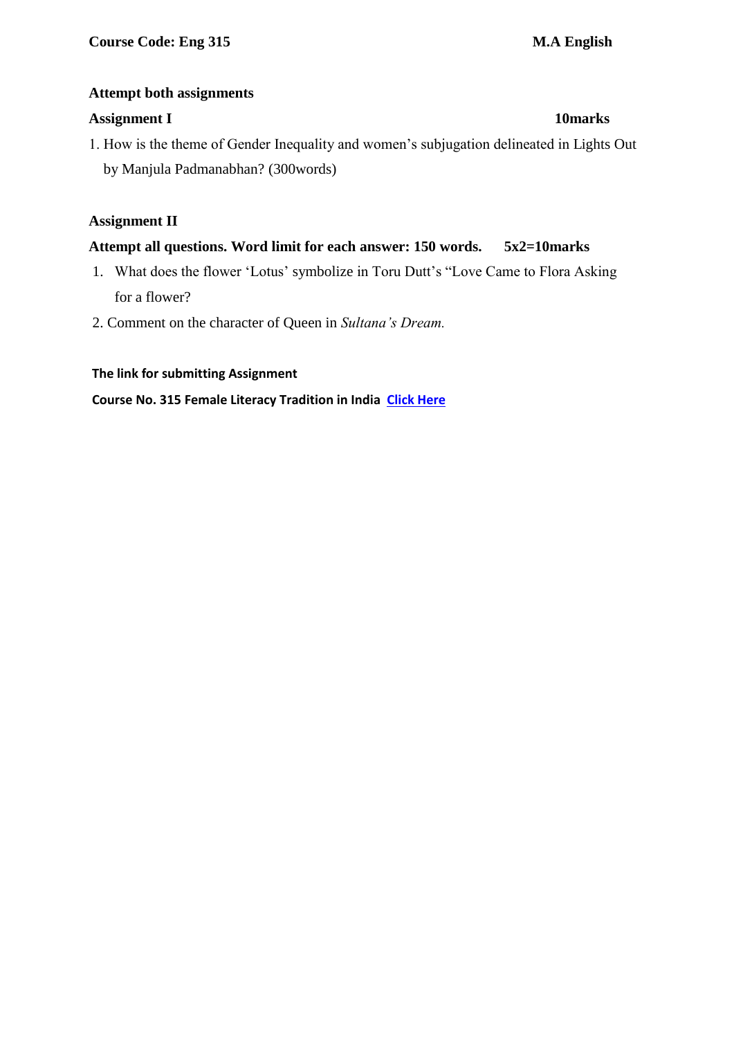**Course Code: Eng 315** **M.A English**

**Attempt both assignments**

**Assignment I** **10marks**

1. How is the theme of Gender Inequality and women's subjugation delineated in Lights Out by Manjula Padmanabhan? (300words)

**Assignment II**

**Attempt all questions. Word limit for each answer: 150 words.** **5x2=10marks**

1. What does the flower 'Lotus' symbolize in Toru Dutt's "Love Came to Flora Asking for a flower?
2. Comment on the character of Queen in *Sultana's Dream.*

**The link for submitting Assignment**

**Course No. 315 Female Literacy Tradition in India** **Click Here**